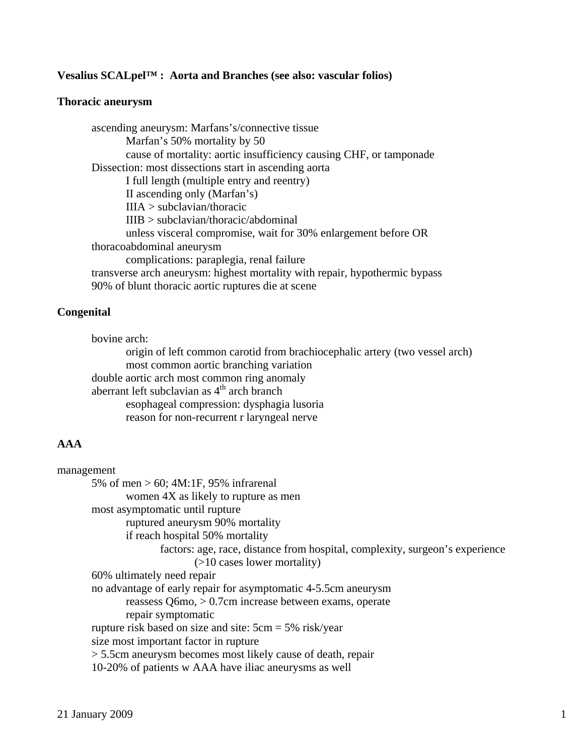**Vesalius SCALpel™ : Aorta and Branches (see also: vascular folios)**

**Thoracic aneurysm**

- ascending aneurysm: Marfans's/connective tissue
  - Marfan's 50% mortality by 50
  - cause of mortality: aortic insufficiency causing CHF, or tamponade
- Dissection: most dissections start in ascending aorta
  - I full length (multiple entry and reentry)
  - II ascending only (Marfan's)
  - IIIA > subclavian/thoracic
  - IIIB > subclavian/thoracic/abdominal
  - unless visceral compromise, wait for 30% enlargement before OR
- thoracoabdominal aneurysm
  - complications: paraplegia, renal failure
- transverse arch aneurysm: highest mortality with repair, hypothermic bypass
- 90% of blunt thoracic aortic ruptures die at scene

**Congenital**

- bovine arch:
  - origin of left common carotid from brachiocephalic artery (two vessel arch)
  - most common aortic branching variation
- double aortic arch most common ring anomaly
- aberrant left subclavian as 4th arch branch
  - esophageal compression: dysphagia lusoria
  - reason for non-recurrent r laryngeal nerve

**AAA**

management

- 5% of men > 60; 4M:1F, 95% infrarenal
  - women 4X as likely to rupture as men
- most asymptomatic until rupture
  - ruptured aneurysm 90% mortality
  - if reach hospital 50% mortality
    - factors: age, race, distance from hospital, complexity, surgeon's experience (>10 cases lower mortality)
- 60% ultimately need repair
- no advantage of early repair for asymptomatic 4-5.5cm aneurysm
  - reassess Q6mo, > 0.7cm increase between exams, operate
  - repair symptomatic
- rupture risk based on size and site: 5cm = 5% risk/year
- size most important factor in rupture
- > 5.5cm aneurysm becomes most likely cause of death, repair
- 10-20% of patients w AAA have iliac aneurysms as well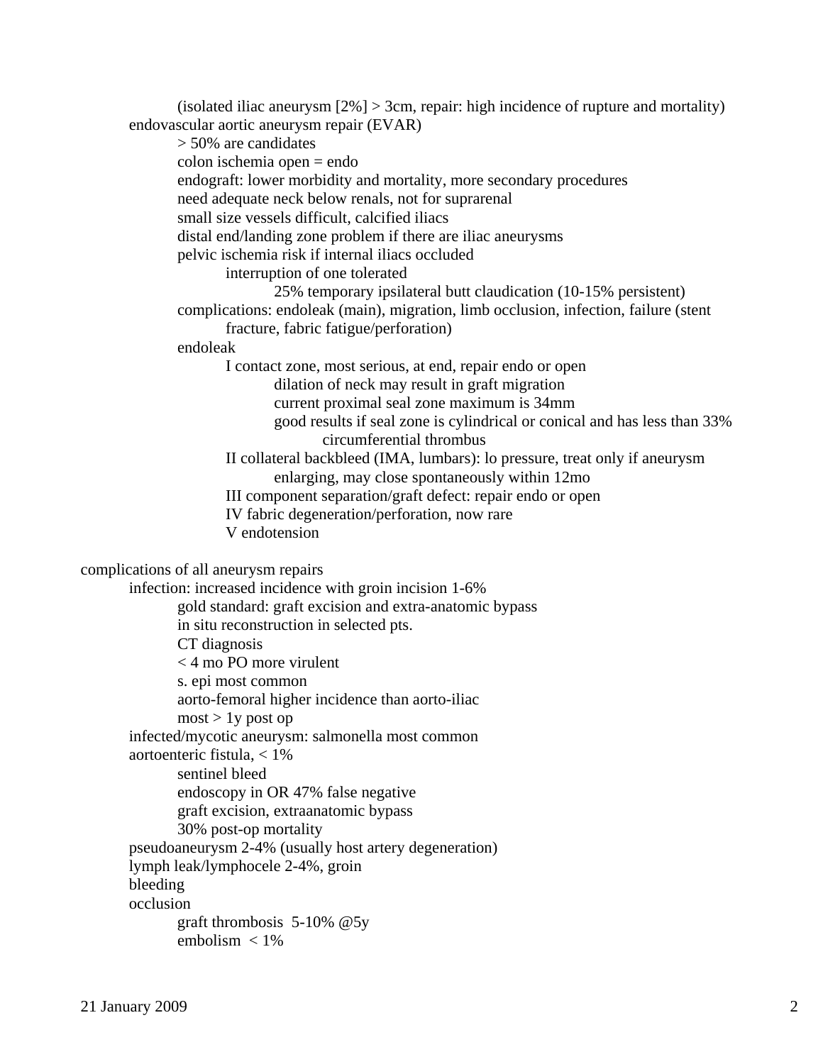- (isolated iliac aneurysm [2%] > 3cm, repair: high incidence of rupture and mortality)
- endovascular aortic aneurysm repair (EVAR)
  - > 50% are candidates
  - colon ischemia open = endo
  - endograft: lower morbidity and mortality, more secondary procedures
  - need adequate neck below renals, not for suprarenal
  - small size vessels difficult, calcified iliacs
  - distal end/landing zone problem if there are iliac aneurysms
  - pelvic ischemia risk if internal iliacs occluded
    - interruption of one tolerated
      - 25% temporary ipsilateral butt claudication (10-15% persistent)
  - complications: endoleak (main), migration, limb occlusion, infection, failure (stent fracture, fabric fatigue/perforation)
  - endoleak
    - I contact zone, most serious, at end, repair endo or open
      - dilation of neck may result in graft migration
      - current proximal seal zone maximum is 34mm
      - good results if seal zone is cylindrical or conical and has less than 33% circumferential thrombus
    - II collateral backbleed (IMA, lumbars): lo pressure, treat only if aneurysm enlarging, may close spontaneously within 12mo
    - III component separation/graft defect: repair endo or open
    - IV fabric degeneration/perforation, now rare
    - V endotension

complications of all aneurysm repairs

- infection: increased incidence with groin incision 1-6%
  - gold standard: graft excision and extra-anatomic bypass
  - in situ reconstruction in selected pts.
  - CT diagnosis
  - < 4 mo PO more virulent
  - s. epi most common
  - aorto-femoral higher incidence than aorto-iliac
  - most > 1y post op
- infected/mycotic aneurysm: salmonella most common
- aortoenteric fistula, < 1%
  - sentinel bleed
  - endoscopy in OR 47% false negative
  - graft excision, extraanatomic bypass
  - 30% post-op mortality
- pseudoaneurysm 2-4% (usually host artery degeneration)
- lymph leak/lymphocele 2-4%, groin
- bleeding
- occlusion
  - graft thrombosis 5-10% @5y
  - embolism < 1%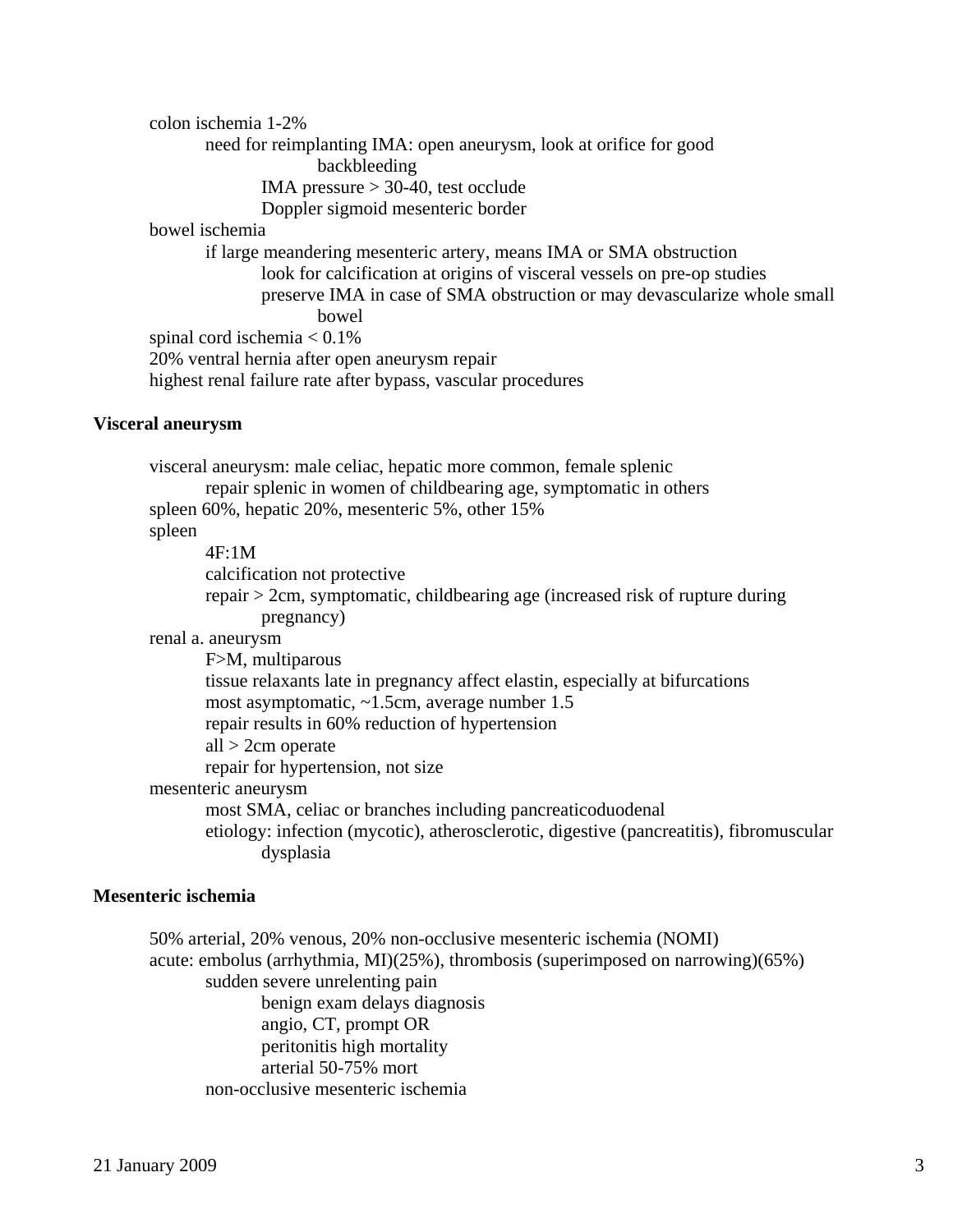- colon ischemia 1-2%
  - need for reimplanting IMA: open aneurysm, look at orifice for good backbleeding
    - IMA pressure > 30-40, test occlude
    - Doppler sigmoid mesenteric border
- bowel ischemia
  - if large meandering mesenteric artery, means IMA or SMA obstruction
    - look for calcification at origins of visceral vessels on pre-op studies
    - preserve IMA in case of SMA obstruction or may devascularize whole small bowel
- spinal cord ischemia < 0.1%
- 20% ventral hernia after open aneurysm repair
- highest renal failure rate after bypass, vascular procedures

**Visceral aneurysm**

- visceral aneurysm: male celiac, hepatic more common, female splenic
  - repair splenic in women of childbearing age, symptomatic in others
- spleen 60%, hepatic 20%, mesenteric 5%, other 15%
- spleen
  - 4F:1M
  - calcification not protective
  - repair > 2cm, symptomatic, childbearing age (increased risk of rupture during pregnancy)
- renal a. aneurysm
  - F>M, multiparous
  - tissue relaxants late in pregnancy affect elastin, especially at bifurcations
  - most asymptomatic, ~1.5cm, average number 1.5
  - repair results in 60% reduction of hypertension
  - all > 2cm operate
  - repair for hypertension, not size
- mesenteric aneurysm
  - most SMA, celiac or branches including pancreaticoduodenal
  - etiology: infection (mycotic), atherosclerotic, digestive (pancreatitis), fibromuscular dysplasia

**Mesenteric ischemia**

- 50% arterial, 20% venous, 20% non-occlusive mesenteric ischemia (NOMI)
- acute: embolus (arrhythmia, MI)(25%), thrombosis (superimposed on narrowing)(65%)
  - sudden severe unrelenting pain
    - benign exam delays diagnosis
    - angio, CT, prompt OR
    - peritonitis high mortality
    - arterial 50-75% mort
  - non-occlusive mesenteric ischemia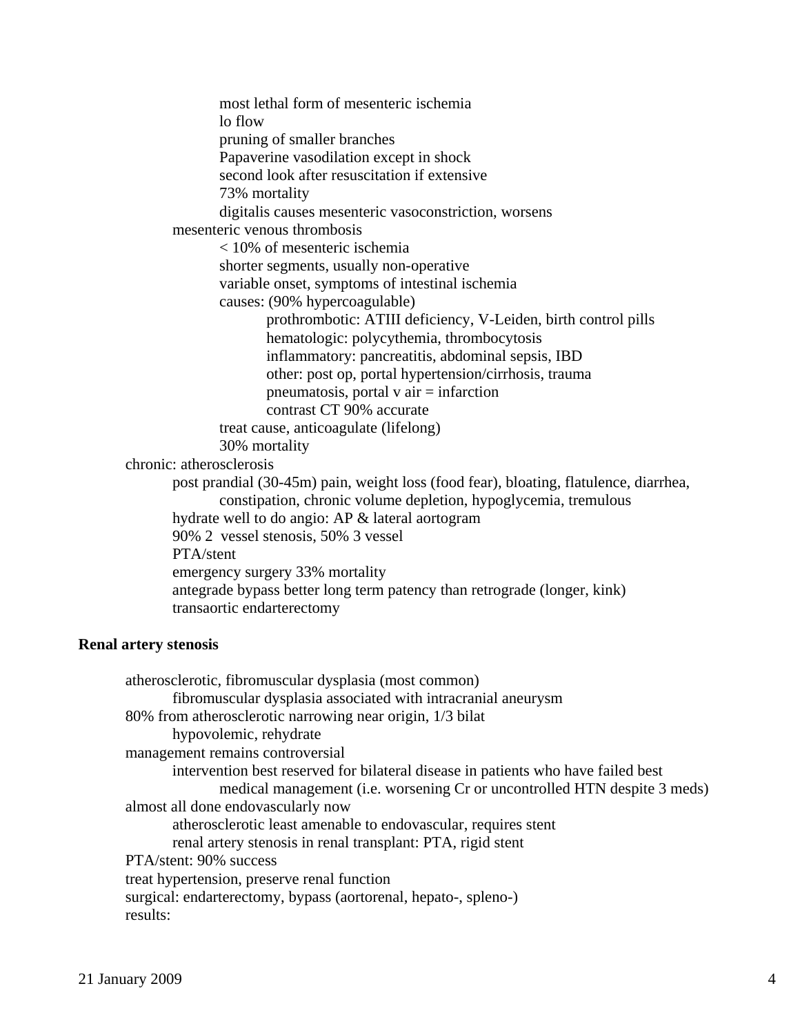- most lethal form of mesenteric ischemia
- lo flow
- pruning of smaller branches
- Papaverine vasodilation except in shock
- second look after resuscitation if extensive
- 73% mortality
- digitalis causes mesenteric vasoconstriction, worsens

mesenteric venous thrombosis

- < 10% of mesenteric ischemia
- shorter segments, usually non-operative
- variable onset, symptoms of intestinal ischemia
- causes: (90% hypercoagulable)
  - prothrombotic: ATIII deficiency, V-Leiden, birth control pills
  - hematologic: polycythemia, thrombocytosis
  - inflammatory: pancreatitis, abdominal sepsis, IBD
  - other: post op, portal hypertension/cirrhosis, trauma
  - pneumatosis, portal v air = infarction
  - contrast CT 90% accurate
- treat cause, anticoagulate (lifelong)
- 30% mortality

chronic: atherosclerosis

- post prandial (30-45m) pain, weight loss (food fear), bloating, flatulence, diarrhea, constipation, chronic volume depletion, hypoglycemia, tremulous
- hydrate well to do angio: AP & lateral aortogram
- 90% 2 vessel stenosis, 50% 3 vessel
- PTA/stent
- emergency surgery 33% mortality
- antegrade bypass better long term patency than retrograde (longer, kink)
- transaortic endarterectomy

**Renal artery stenosis**

- atherosclerotic, fibromuscular dysplasia (most common)
  - fibromuscular dysplasia associated with intracranial aneurysm
- 80% from atherosclerotic narrowing near origin, 1/3 bilat
  - hypovolemic, rehydrate
- management remains controversial
  - intervention best reserved for bilateral disease in patients who have failed best medical management (i.e. worsening Cr or uncontrolled HTN despite 3 meds)
- almost all done endovascularly now
  - atherosclerotic least amenable to endovascular, requires stent
  - renal artery stenosis in renal transplant: PTA, rigid stent
- PTA/stent: 90% success
- treat hypertension, preserve renal function
- surgical: endarterectomy, bypass (aortorenal, hepato-, spleno-)
- results: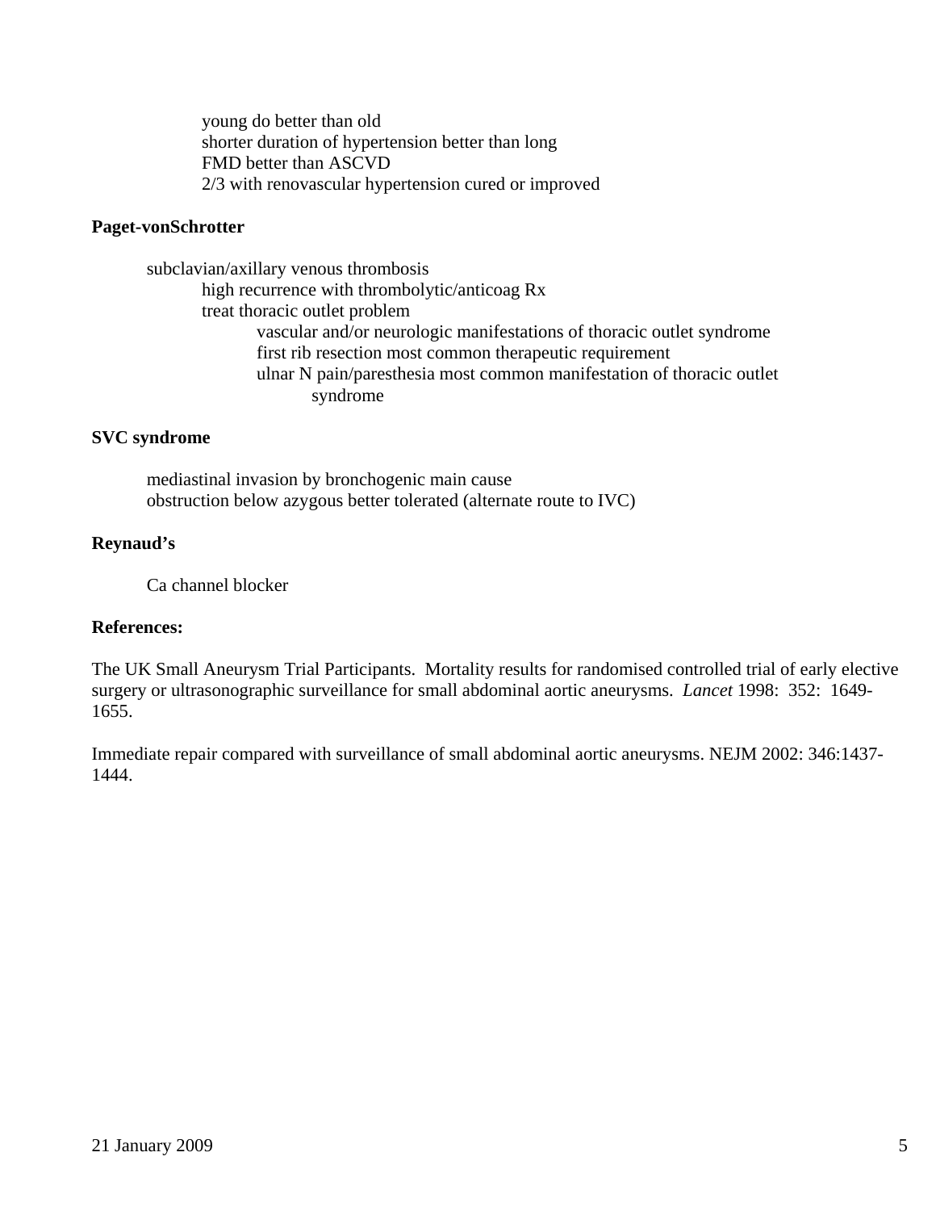- young do better than old
- shorter duration of hypertension better than long
- FMD better than ASCVD
- 2/3 with renovascular hypertension cured or improved

**Paget-vonSchrotter**

- subclavian/axillary venous thrombosis
  - high recurrence with thrombolytic/anticoag Rx
  - treat thoracic outlet problem
    - vascular and/or neurologic manifestations of thoracic outlet syndrome
    - first rib resection most common therapeutic requirement
    - ulnar N pain/paresthesia most common manifestation of thoracic outlet syndrome

**SVC syndrome**

- mediastinal invasion by bronchogenic main cause
- obstruction below azygous better tolerated (alternate route to IVC)

**Reynaud's**

- Ca channel blocker

**References:**

The UK Small Aneurysm Trial Participants. Mortality results for randomised controlled trial of early elective surgery or ultrasonographic surveillance for small abdominal aortic aneurysms. *Lancet* 1998: 352: 1649-1655.

Immediate repair compared with surveillance of small abdominal aortic aneurysms. NEJM 2002: 346:1437-1444.